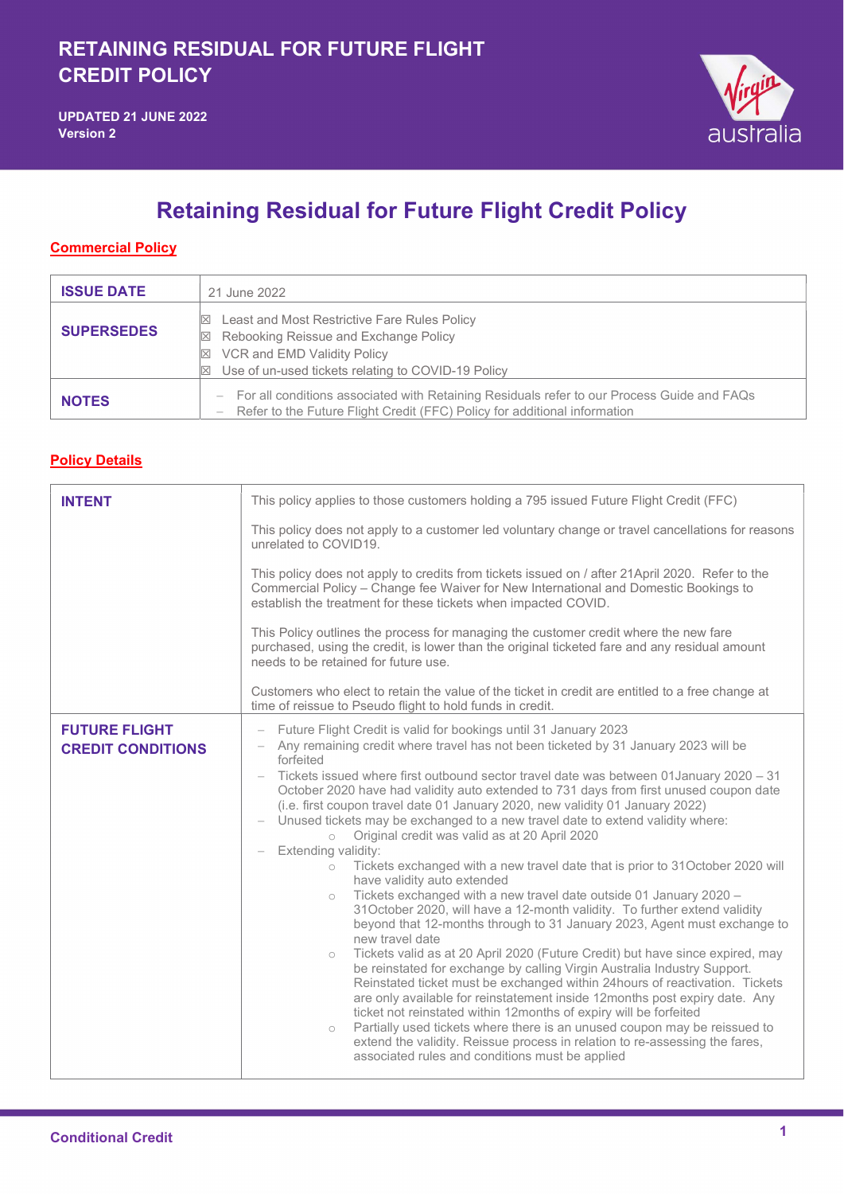# RETAINING RESIDUAL FOR FUTURE FLIGHT CREDIT POLICY

**UPDATED 21 JUNE 2022**
**Version 2**

## Retaining Residual for Future Flight Credit Policy

### Commercial Policy

| **ISSUE DATE** | 21 June 2022 |
|---|---|
| **SUPERSEDES** | ☒ Least and Most Restrictive Fare Rules Policy<br>☒ Rebooking Reissue and Exchange Policy<br>☒ VCR and EMD Validity Policy<br>☒ Use of un-used tickets relating to COVID-19 Policy |
| **NOTES** | – For all conditions associated with Retaining Residuals refer to our Process Guide and FAQs<br>– Refer to the Future Flight Credit (FFC) Policy for additional information |

### Policy Details

| **INTENT** | This policy applies to those customers holding a 795 issued Future Flight Credit (FFC)<br><br>This policy does not apply to a customer led voluntary change or travel cancellations for reasons unrelated to COVID19.<br><br>This policy does not apply to credits from tickets issued on / after 21April 2020. Refer to the Commercial Policy – Change fee Waiver for New International and Domestic Bookings to establish the treatment for these tickets when impacted COVID.<br><br>This Policy outlines the process for managing the customer credit where the new fare purchased, using the credit, is lower than the original ticketed fare and any residual amount needs to be retained for future use.<br><br>Customers who elect to retain the value of the ticket in credit are entitled to a free change at time of reissue to Pseudo flight to hold funds in credit. |
|---|---|
| **FUTURE FLIGHT CREDIT CONDITIONS** | – Future Flight Credit is valid for bookings until 31 January 2023<br>– Any remaining credit where travel has not been ticketed by 31 January 2023 will be forfeited<br>– Tickets issued where first outbound sector travel date was between 01January 2020 – 31 October 2020 have had validity auto extended to 731 days from first unused coupon date (i.e. first coupon travel date 01 January 2020, new validity 01 January 2022)<br>– Unused tickets may be exchanged to a new travel date to extend validity where:<br>&nbsp;&nbsp;&nbsp;&nbsp;○ Original credit was valid as at 20 April 2020<br>– Extending validity:<br>&nbsp;&nbsp;&nbsp;&nbsp;○ Tickets exchanged with a new travel date that is prior to 31October 2020 will have validity auto extended<br>&nbsp;&nbsp;&nbsp;&nbsp;○ Tickets exchanged with a new travel date outside 01 January 2020 – 31October 2020, will have a 12-month validity. To further extend validity beyond that 12-months through to 31 January 2023, Agent must exchange to new travel date<br>&nbsp;&nbsp;&nbsp;&nbsp;○ Tickets valid as at 20 April 2020 (Future Credit) but have since expired, may be reinstated for exchange by calling Virgin Australia Industry Support. Reinstated ticket must be exchanged within 24hours of reactivation. Tickets are only available for reinstatement inside 12months post expiry date. Any ticket not reinstated within 12months of expiry will be forfeited<br>&nbsp;&nbsp;&nbsp;&nbsp;○ Partially used tickets where there is an unused coupon may be reissued to extend the validity. Reissue process in relation to re-assessing the fares, associated rules and conditions must be applied |

Conditional Credit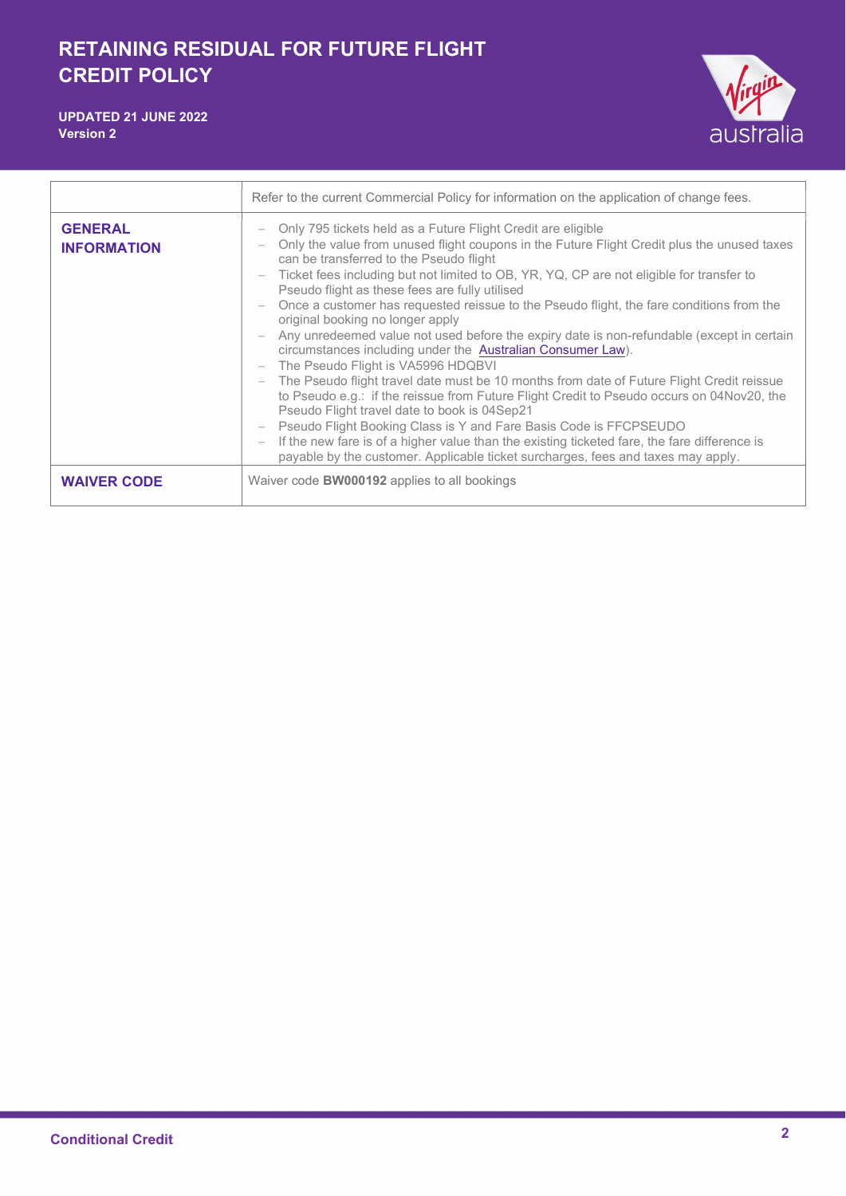# RETAINING RESIDUAL FOR FUTURE FLIGHT CREDIT POLICY

**UPDATED 21 JUNE 2022**
**Version 2**

| | |
|---|---|
| | Refer to the current Commercial Policy for information on the application of change fees. |
| **GENERAL INFORMATION** | – Only 795 tickets held as a Future Flight Credit are eligible<br>– Only the value from unused flight coupons in the Future Flight Credit plus the unused taxes can be transferred to the Pseudo flight<br>– Ticket fees including but not limited to OB, YR, YQ, CP are not eligible for transfer to Pseudo flight as these fees are fully utilised<br>– Once a customer has requested reissue to the Pseudo flight, the fare conditions from the original booking no longer apply<br>– Any unredeemed value not used before the expiry date is non-refundable (except in certain circumstances including under the Australian Consumer Law).<br>– The Pseudo Flight is VA5996 HDQBVI<br>– The Pseudo flight travel date must be 10 months from date of Future Flight Credit reissue to Pseudo e.g.: if the reissue from Future Flight Credit to Pseudo occurs on 04Nov20, the Pseudo Flight travel date to book is 04Sep21<br>– Pseudo Flight Booking Class is Y and Fare Basis Code is FFCPSEUDO<br>– If the new fare is of a higher value than the existing ticketed fare, the fare difference is payable by the customer. Applicable ticket surcharges, fees and taxes may apply. |
| **WAIVER CODE** | Waiver code **BW000192** applies to all bookings |